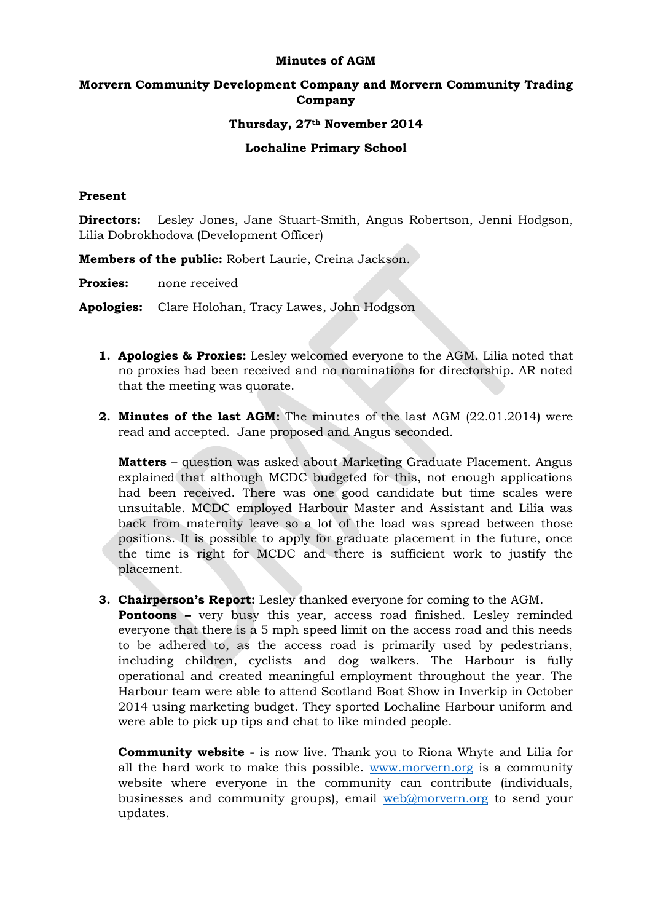**Minutes of AGM**

**Morvern Community Development Company and Morvern Community Trading Company**

**Thursday, 27th November 2014**

**Lochaline Primary School**

**Present**

**Directors:** Lesley Jones, Jane Stuart-Smith, Angus Robertson, Jenni Hodgson, Lilia Dobrokhodova (Development Officer)

**Members of the public:** Robert Laurie, Creina Jackson.

**Proxies:** none received

**Apologies:** Clare Holohan, Tracy Lawes, John Hodgson

1. **Apologies & Proxies:** Lesley welcomed everyone to the AGM. Lilia noted that no proxies had been received and no nominations for directorship. AR noted that the meeting was quorate.

2. **Minutes of the last AGM:** The minutes of the last AGM (22.01.2014) were read and accepted. Jane proposed and Angus seconded.

   **Matters** – question was asked about Marketing Graduate Placement. Angus explained that although MCDC budgeted for this, not enough applications had been received. There was one good candidate but time scales were unsuitable. MCDC employed Harbour Master and Assistant and Lilia was back from maternity leave so a lot of the load was spread between those positions. It is possible to apply for graduate placement in the future, once the time is right for MCDC and there is sufficient work to justify the placement.

3. **Chairperson's Report:** Lesley thanked everyone for coming to the AGM.
   **Pontoons –** very busy this year, access road finished. Lesley reminded everyone that there is a 5 mph speed limit on the access road and this needs to be adhered to, as the access road is primarily used by pedestrians, including children, cyclists and dog walkers. The Harbour is fully operational and created meaningful employment throughout the year. The Harbour team were able to attend Scotland Boat Show in Inverkip in October 2014 using marketing budget. They sported Lochaline Harbour uniform and were able to pick up tips and chat to like minded people.

   **Community website** - is now live. Thank you to Riona Whyte and Lilia for all the hard work to make this possible. www.morvern.org is a community website where everyone in the community can contribute (individuals, businesses and community groups), email web@morvern.org to send your updates.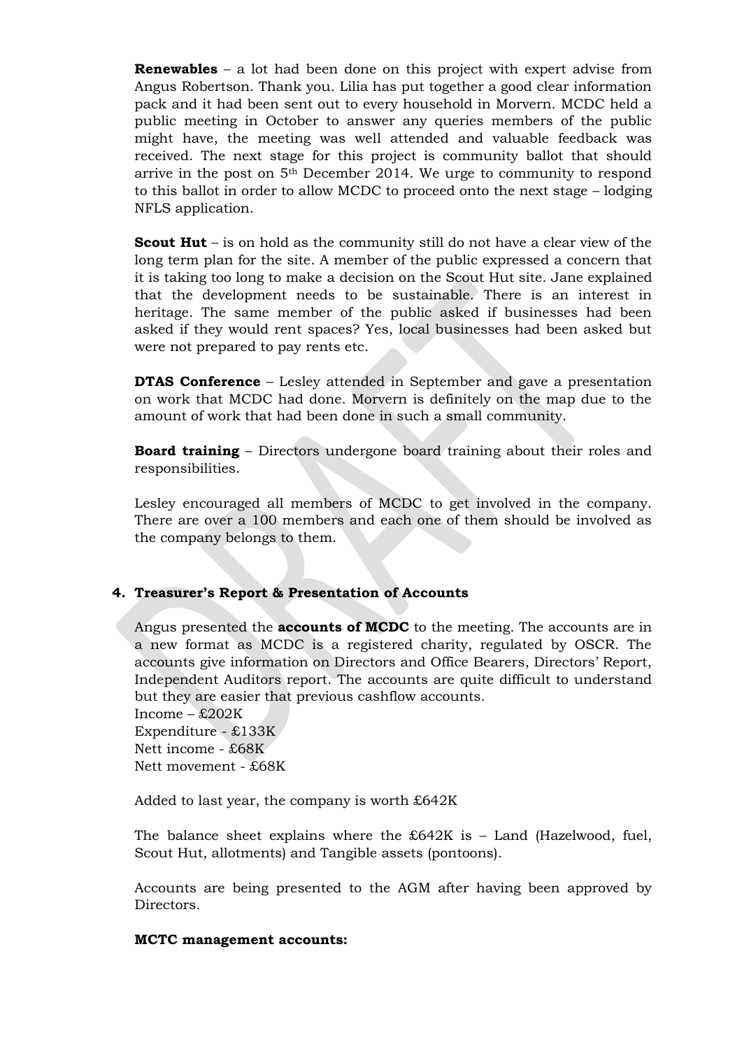**Renewables** – a lot had been done on this project with expert advise from Angus Robertson. Thank you. Lilia has put together a good clear information pack and it had been sent out to every household in Morvern. MCDC held a public meeting in October to answer any queries members of the public might have, the meeting was well attended and valuable feedback was received. The next stage for this project is community ballot that should arrive in the post on 5th December 2014. We urge to community to respond to this ballot in order to allow MCDC to proceed onto the next stage – lodging NFLS application.

**Scout Hut** – is on hold as the community still do not have a clear view of the long term plan for the site. A member of the public expressed a concern that it is taking too long to make a decision on the Scout Hut site. Jane explained that the development needs to be sustainable. There is an interest in heritage. The same member of the public asked if businesses had been asked if they would rent spaces? Yes, local businesses had been asked but were not prepared to pay rents etc.

**DTAS Conference** – Lesley attended in September and gave a presentation on work that MCDC had done. Morvern is definitely on the map due to the amount of work that had been done in such a small community.

**Board training** – Directors undergone board training about their roles and responsibilities.

Lesley encouraged all members of MCDC to get involved in the company. There are over a 100 members and each one of them should be involved as the company belongs to them.

## 4. Treasurer's Report & Presentation of Accounts

Angus presented the **accounts of MCDC** to the meeting. The accounts are in a new format as MCDC is a registered charity, regulated by OSCR. The accounts give information on Directors and Office Bearers, Directors' Report, Independent Auditors report. The accounts are quite difficult to understand but they are easier that previous cashflow accounts.
Income – £202K
Expenditure - £133K
Nett income - £68K
Nett movement - £68K

Added to last year, the company is worth £642K

The balance sheet explains where the £642K is – Land (Hazelwood, fuel, Scout Hut, allotments) and Tangible assets (pontoons).

Accounts are being presented to the AGM after having been approved by Directors.

**MCTC management accounts:**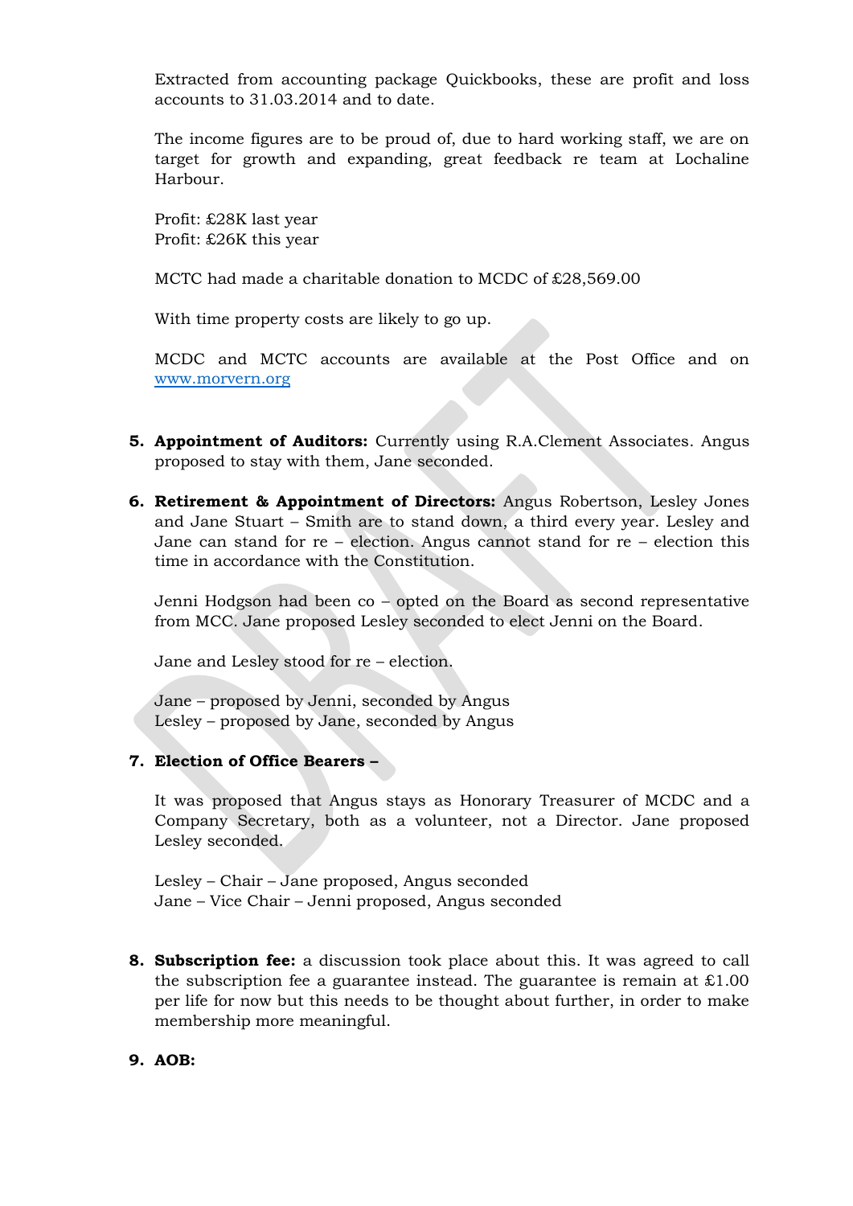Extracted from accounting package Quickbooks, these are profit and loss accounts to 31.03.2014 and to date.

The income figures are to be proud of, due to hard working staff, we are on target for growth and expanding, great feedback re team at Lochaline Harbour.

Profit: £28K last year
Profit: £26K this year

MCTC had made a charitable donation to MCDC of £28,569.00

With time property costs are likely to go up.

MCDC and MCTC accounts are available at the Post Office and on [www.morvern.org](http://www.morvern.org)

5. **Appointment of Auditors:** Currently using R.A.Clement Associates. Angus proposed to stay with them, Jane seconded.

6. **Retirement & Appointment of Directors:** Angus Robertson, Lesley Jones and Jane Stuart – Smith are to stand down, a third every year. Lesley and Jane can stand for re – election. Angus cannot stand for re – election this time in accordance with the Constitution.

   Jenni Hodgson had been co – opted on the Board as second representative from MCC. Jane proposed Lesley seconded to elect Jenni on the Board.

   Jane and Lesley stood for re – election.

   Jane – proposed by Jenni, seconded by Angus
   Lesley – proposed by Jane, seconded by Angus

7. **Election of Office Bearers –**

   It was proposed that Angus stays as Honorary Treasurer of MCDC and a Company Secretary, both as a volunteer, not a Director. Jane proposed Lesley seconded.

   Lesley – Chair – Jane proposed, Angus seconded
   Jane – Vice Chair – Jenni proposed, Angus seconded

8. **Subscription fee:** a discussion took place about this. It was agreed to call the subscription fee a guarantee instead. The guarantee is remain at £1.00 per life for now but this needs to be thought about further, in order to make membership more meaningful.

9. **AOB:**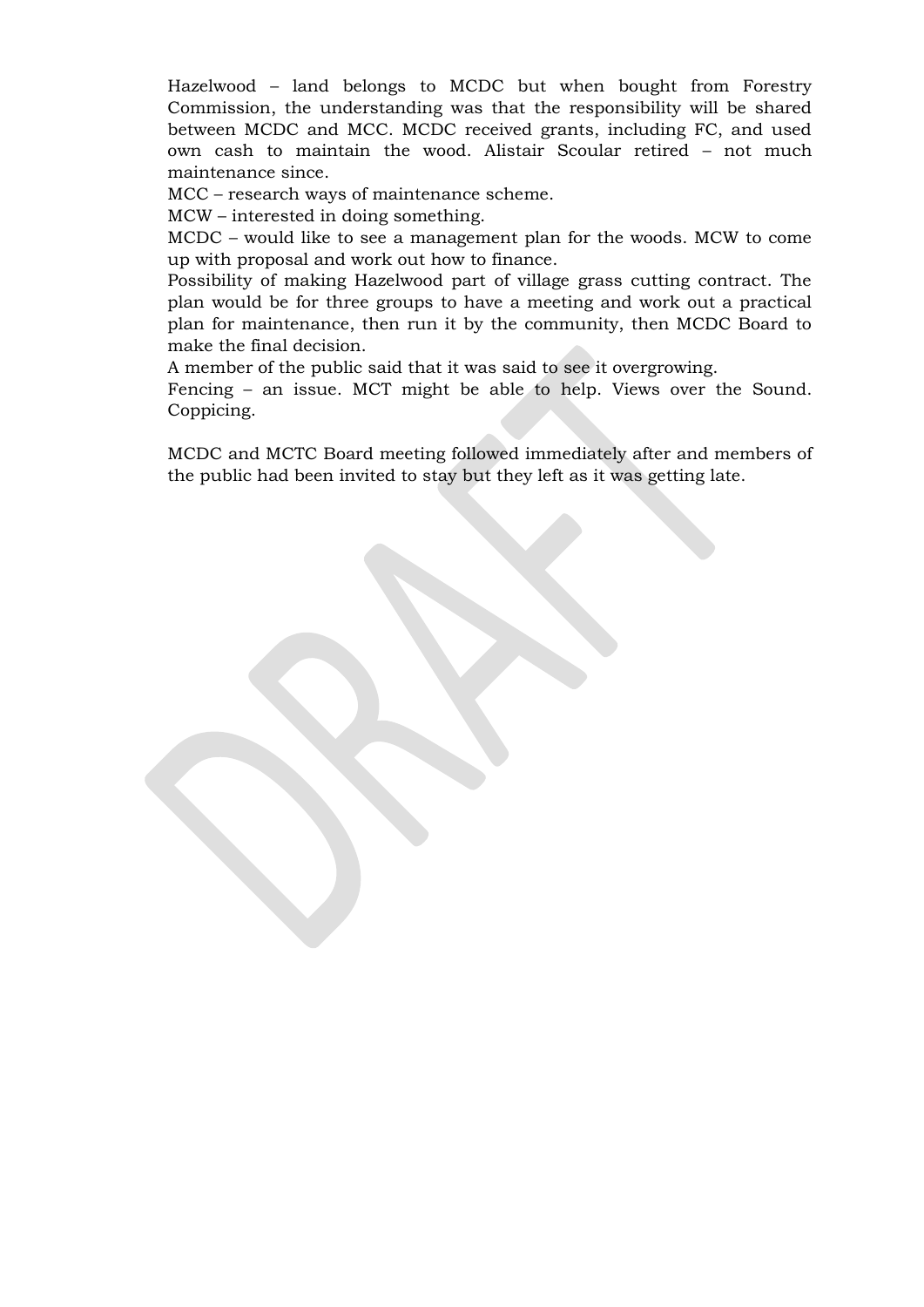Hazelwood – land belongs to MCDC but when bought from Forestry Commission, the understanding was that the responsibility will be shared between MCDC and MCC. MCDC received grants, including FC, and used own cash to maintain the wood. Alistair Scoular retired – not much maintenance since.

MCC – research ways of maintenance scheme.

MCW – interested in doing something.

MCDC – would like to see a management plan for the woods. MCW to come up with proposal and work out how to finance.

Possibility of making Hazelwood part of village grass cutting contract. The plan would be for three groups to have a meeting and work out a practical plan for maintenance, then run it by the community, then MCDC Board to make the final decision.

A member of the public said that it was said to see it overgrowing.

Fencing – an issue. MCT might be able to help. Views over the Sound. Coppicing.

MCDC and MCTC Board meeting followed immediately after and members of the public had been invited to stay but they left as it was getting late.